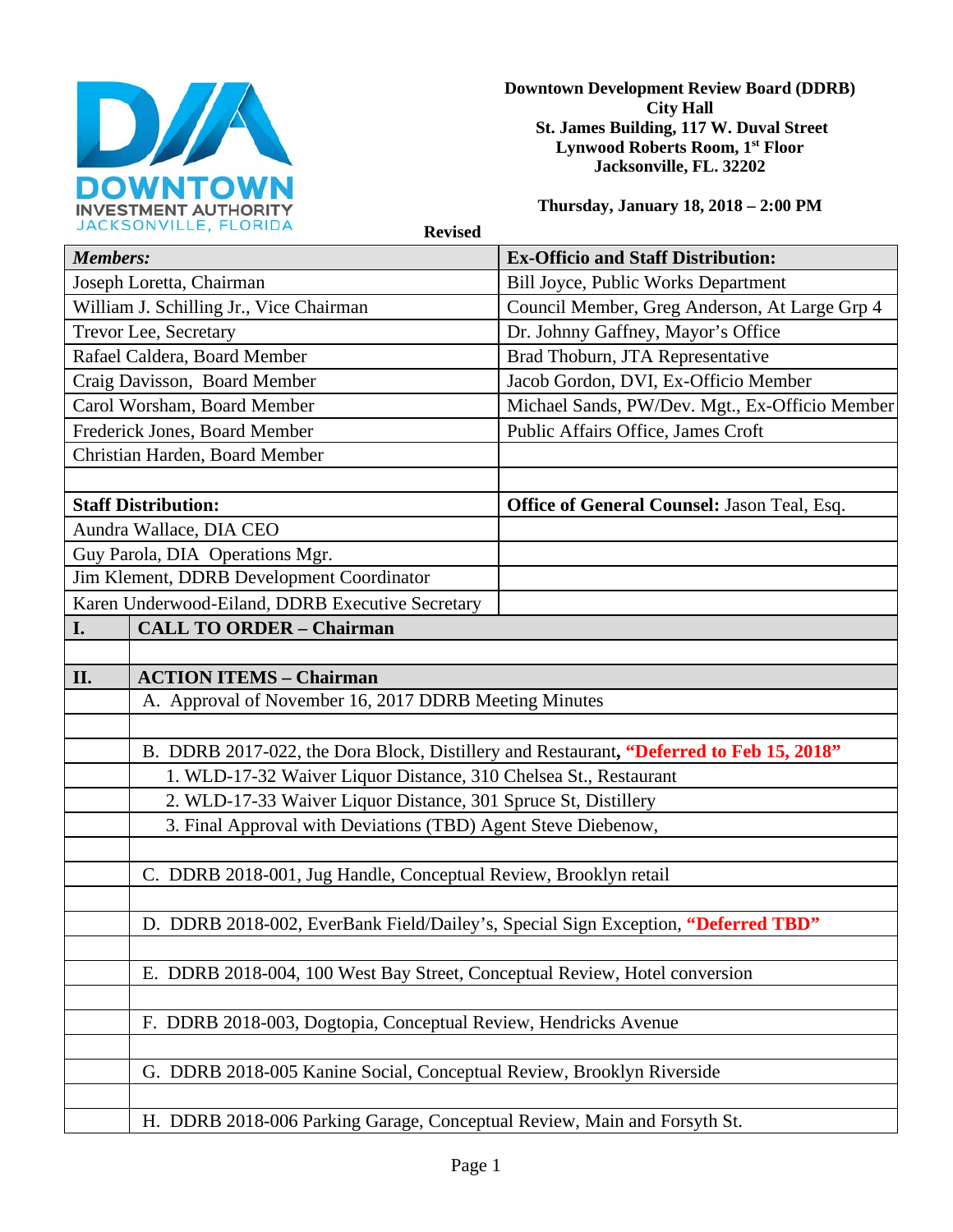**Downtown Development Review Board (DDRB)**
**City Hall**
**St. James Building, 117 W. Duval Street**
**Lynwood Roberts Room, 1st Floor**
**Jacksonville, FL. 32202**

**Thursday, January 18, 2018 – 2:00 PM**

**Revised**

| ***Members:*** | **Ex-Officio and Staff Distribution:** |
|---|---|
| Joseph Loretta, Chairman | Bill Joyce, Public Works Department |
| William J. Schilling Jr., Vice Chairman | Council Member, Greg Anderson, At Large Grp 4 |
| Trevor Lee, Secretary | Dr. Johnny Gaffney, Mayor's Office |
| Rafael Caldera, Board Member | Brad Thoburn, JTA Representative |
| Craig Davisson, Board Member | Jacob Gordon, DVI, Ex-Officio Member |
| Carol Worsham, Board Member | Michael Sands, PW/Dev. Mgt., Ex-Officio Member |
| Frederick Jones, Board Member | Public Affairs Office, James Croft |
| Christian Harden, Board Member | |
| | |
| **Staff Distribution:** | **Office of General Counsel:** Jason Teal, Esq. |
| Aundra Wallace, DIA CEO | |
| Guy Parola, DIA Operations Mgr. | |
| Jim Klement, DDRB Development Coordinator | |
| Karen Underwood-Eiland, DDRB Executive Secretary | |

| | |
|---|---|
| **I.** | **CALL TO ORDER – Chairman** |
| | |
| **II.** | **ACTION ITEMS – Chairman** |
| | A. Approval of November 16, 2017 DDRB Meeting Minutes |
| | |
| | B. DDRB 2017-022, the Dora Block, Distillery and Restaurant, **"Deferred to Feb 15, 2018"** |
| | 1. WLD-17-32 Waiver Liquor Distance, 310 Chelsea St., Restaurant |
| | 2. WLD-17-33 Waiver Liquor Distance, 301 Spruce St, Distillery |
| | 3. Final Approval with Deviations (TBD) Agent Steve Diebenow, |
| | |
| | C. DDRB 2018-001, Jug Handle, Conceptual Review, Brooklyn retail |
| | |
| | D. DDRB 2018-002, EverBank Field/Dailey's, Special Sign Exception, **"Deferred TBD"** |
| | |
| | E. DDRB 2018-004, 100 West Bay Street, Conceptual Review, Hotel conversion |
| | |
| | F. DDRB 2018-003, Dogtopia, Conceptual Review, Hendricks Avenue |
| | |
| | G. DDRB 2018-005 Kanine Social, Conceptual Review, Brooklyn Riverside |
| | |
| | H. DDRB 2018-006 Parking Garage, Conceptual Review, Main and Forsyth St. |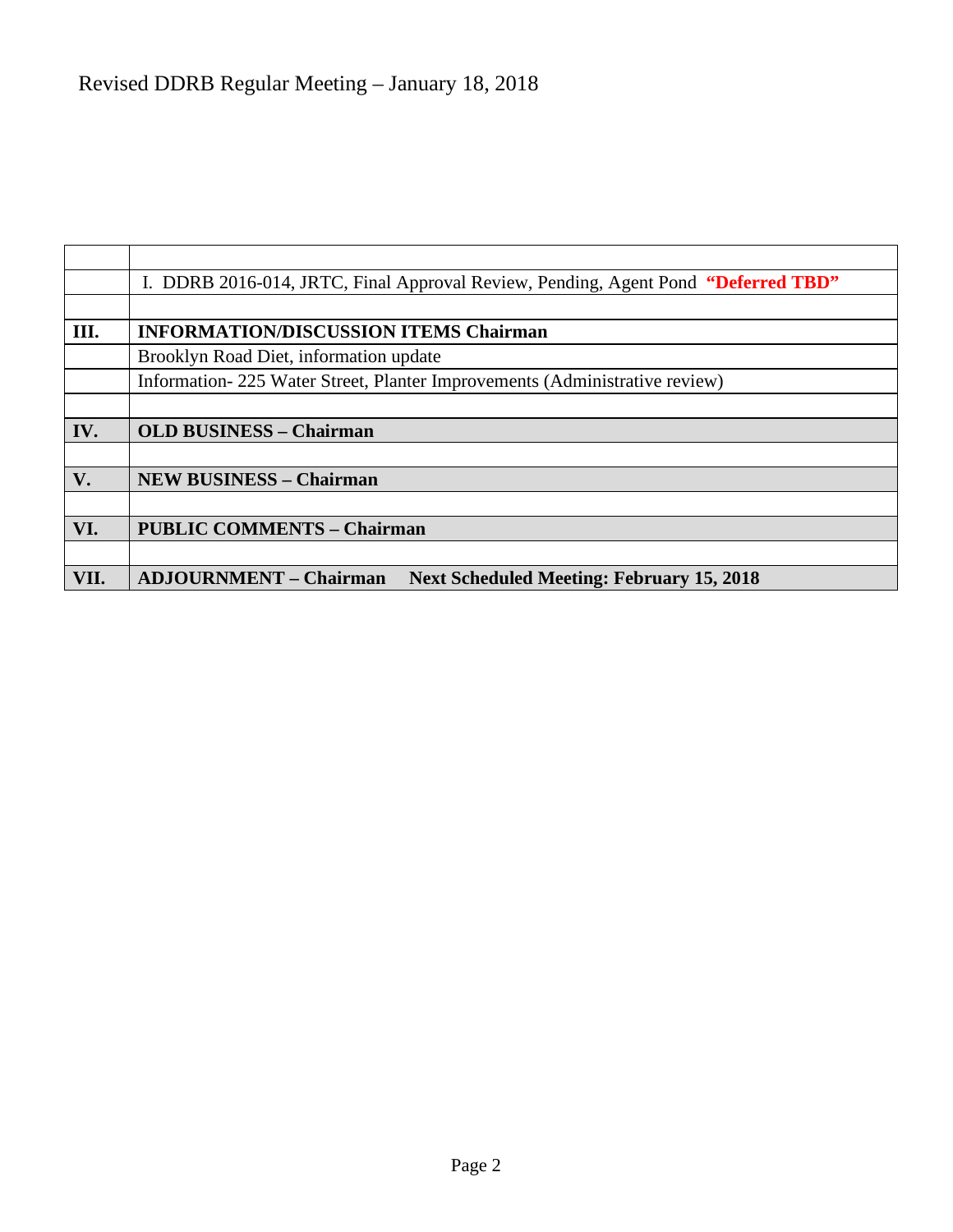Revised DDRB Regular Meeting – January 18, 2018

| | |
|---|---|
| | I. DDRB 2016-014, JRTC, Final Approval Review, Pending, Agent Pond **"Deferred TBD"** |
| | |
| **III.** | **INFORMATION/DISCUSSION ITEMS Chairman** |
| | Brooklyn Road Diet, information update |
| | Information- 225 Water Street, Planter Improvements (Administrative review) |
| | |
| **IV.** | **OLD BUSINESS – Chairman** |
| | |
| **V.** | **NEW BUSINESS – Chairman** |
| | |
| **VI.** | **PUBLIC COMMENTS – Chairman** |
| | |
| **VII.** | **ADJOURNMENT – Chairman Next Scheduled Meeting: February 15, 2018** |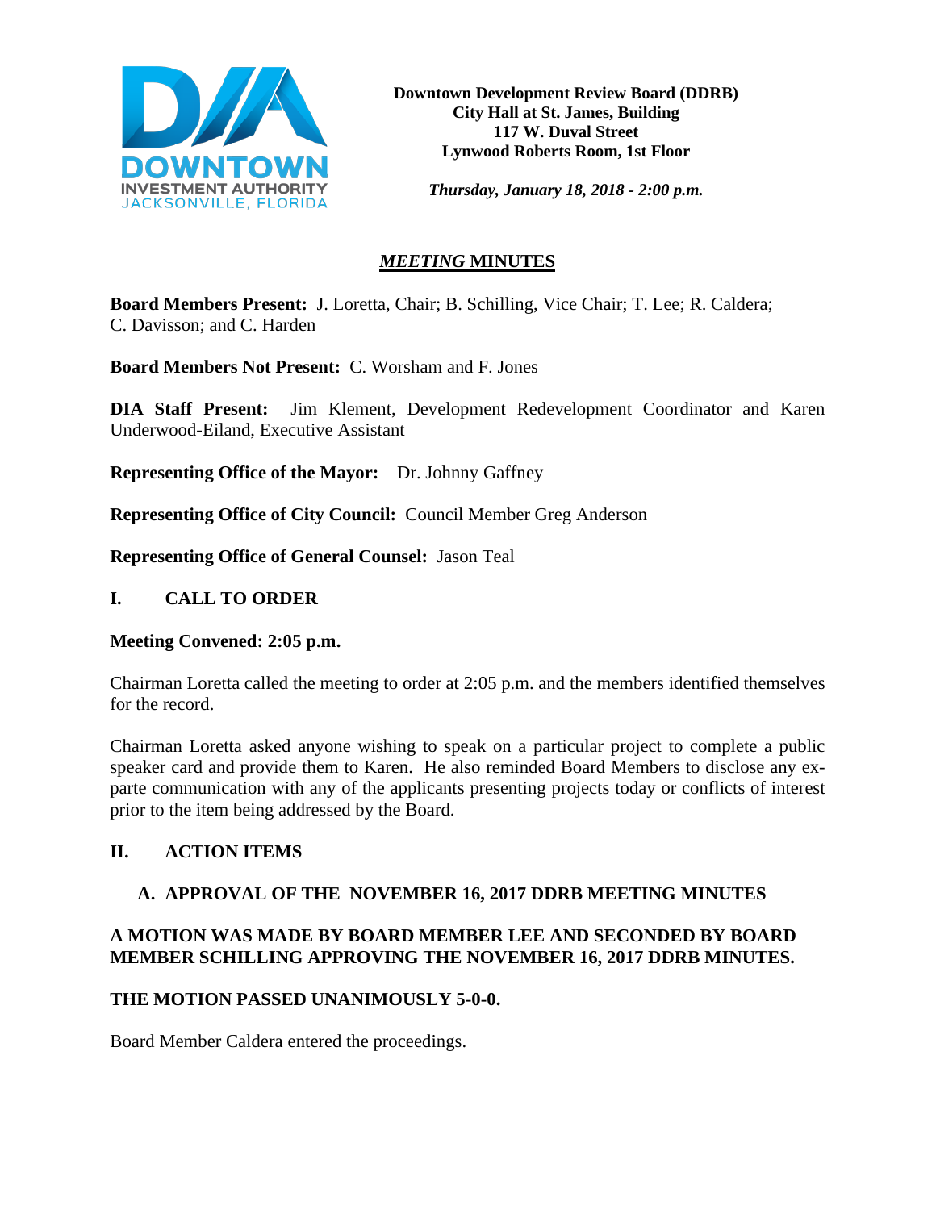**Downtown Development Review Board (DDRB)**
**City Hall at St. James, Building**
**117 W. Duval Street**
**Lynwood Roberts Room, 1st Floor**

***Thursday, January 18, 2018 - 2:00 p.m.***

# ***MEETING* MINUTES**

**Board Members Present:** J. Loretta, Chair; B. Schilling, Vice Chair; T. Lee; R. Caldera; C. Davisson; and C. Harden

**Board Members Not Present:** C. Worsham and F. Jones

**DIA Staff Present:** Jim Klement, Development Redevelopment Coordinator and Karen Underwood-Eiland, Executive Assistant

**Representing Office of the Mayor:** Dr. Johnny Gaffney

**Representing Office of City Council:** Council Member Greg Anderson

**Representing Office of General Counsel:** Jason Teal

## I. CALL TO ORDER

**Meeting Convened: 2:05 p.m.**

Chairman Loretta called the meeting to order at 2:05 p.m. and the members identified themselves for the record.

Chairman Loretta asked anyone wishing to speak on a particular project to complete a public speaker card and provide them to Karen. He also reminded Board Members to disclose any ex-parte communication with any of the applicants presenting projects today or conflicts of interest prior to the item being addressed by the Board.

## II. ACTION ITEMS

### A. APPROVAL OF THE NOVEMBER 16, 2017 DDRB MEETING MINUTES

**A MOTION WAS MADE BY BOARD MEMBER LEE AND SECONDED BY BOARD MEMBER SCHILLING APPROVING THE NOVEMBER 16, 2017 DDRB MINUTES.**

**THE MOTION PASSED UNANIMOUSLY 5-0-0.**

Board Member Caldera entered the proceedings.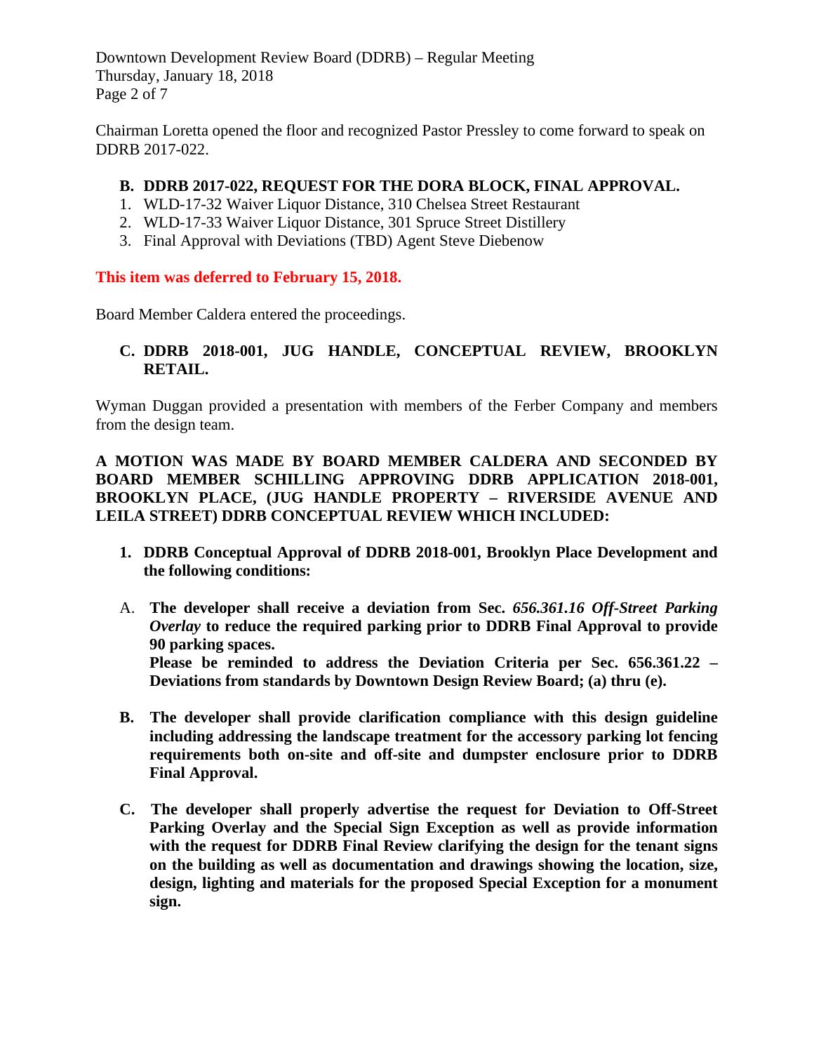Chairman Loretta opened the floor and recognized Pastor Pressley to come forward to speak on DDRB 2017-022.

**B. DDRB 2017-022, REQUEST FOR THE DORA BLOCK, FINAL APPROVAL.**

1. WLD-17-32 Waiver Liquor Distance, 310 Chelsea Street Restaurant
2. WLD-17-33 Waiver Liquor Distance, 301 Spruce Street Distillery
3. Final Approval with Deviations (TBD) Agent Steve Diebenow

**This item was deferred to February 15, 2018.**

Board Member Caldera entered the proceedings.

**C. DDRB 2018-001, JUG HANDLE, CONCEPTUAL REVIEW, BROOKLYN RETAIL.**

Wyman Duggan provided a presentation with members of the Ferber Company and members from the design team.

**A MOTION WAS MADE BY BOARD MEMBER CALDERA AND SECONDED BY BOARD MEMBER SCHILLING APPROVING DDRB APPLICATION 2018-001, BROOKLYN PLACE, (JUG HANDLE PROPERTY – RIVERSIDE AVENUE AND LEILA STREET) DDRB CONCEPTUAL REVIEW WHICH INCLUDED:**

1. **DDRB Conceptual Approval of DDRB 2018-001, Brooklyn Place Development and the following conditions:**

A. **The developer shall receive a deviation from Sec. *656.361.16 Off-Street Parking Overlay* to reduce the required parking prior to DDRB Final Approval to provide 90 parking spaces.**
**Please be reminded to address the Deviation Criteria per Sec. 656.361.22 – Deviations from standards by Downtown Design Review Board; (a) thru (e).**

**B. The developer shall provide clarification compliance with this design guideline including addressing the landscape treatment for the accessory parking lot fencing requirements both on-site and off-site and dumpster enclosure prior to DDRB Final Approval.**

**C. The developer shall properly advertise the request for Deviation to Off-Street Parking Overlay and the Special Sign Exception as well as provide information with the request for DDRB Final Review clarifying the design for the tenant signs on the building as well as documentation and drawings showing the location, size, design, lighting and materials for the proposed Special Exception for a monument sign.**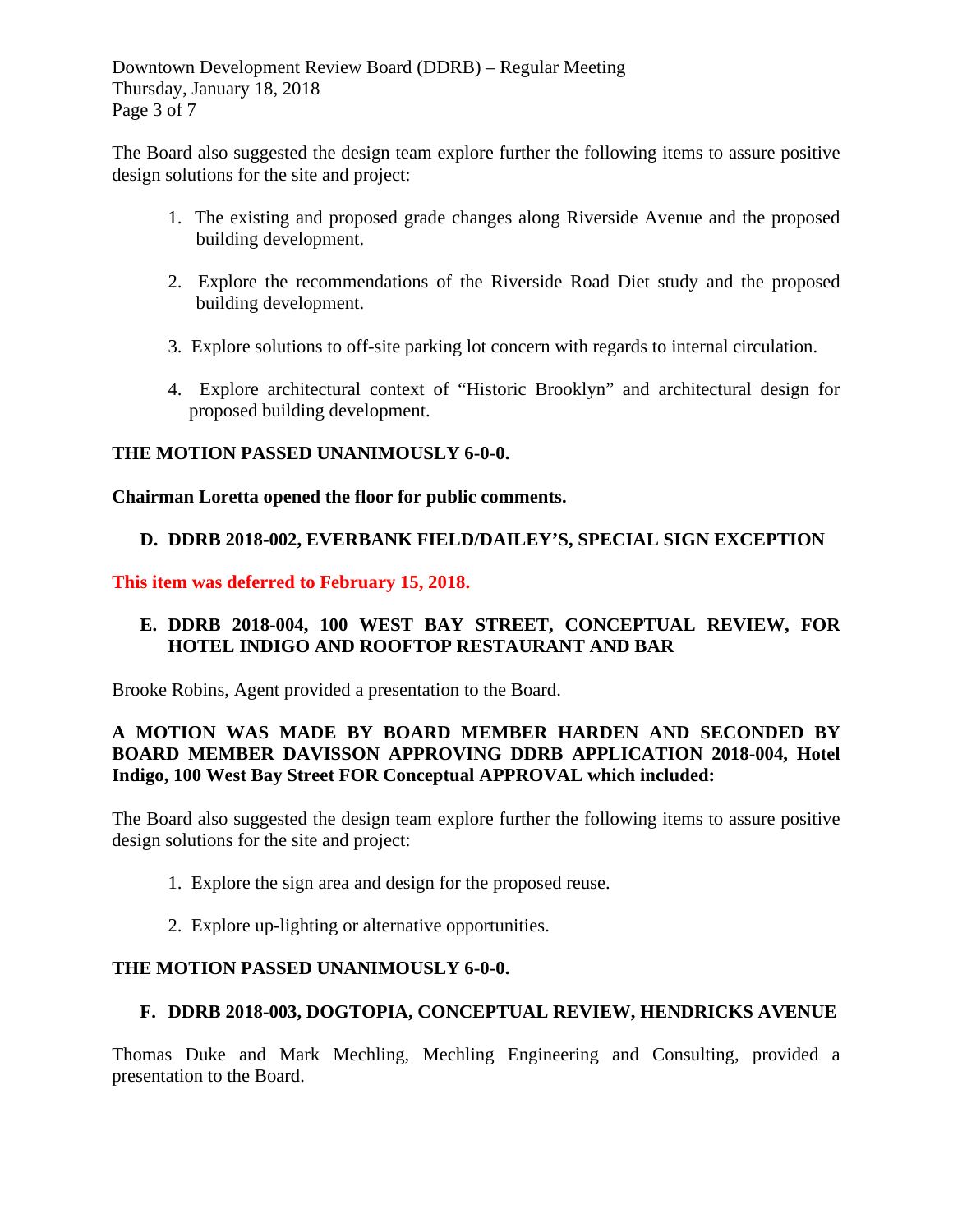The Board also suggested the design team explore further the following items to assure positive design solutions for the site and project:

1. The existing and proposed grade changes along Riverside Avenue and the proposed building development.

2. Explore the recommendations of the Riverside Road Diet study and the proposed building development.

3. Explore solutions to off-site parking lot concern with regards to internal circulation.

4. Explore architectural context of "Historic Brooklyn" and architectural design for proposed building development.

**THE MOTION PASSED UNANIMOUSLY 6-0-0.**

**Chairman Loretta opened the floor for public comments.**

**D. DDRB 2018-002, EVERBANK FIELD/DAILEY'S, SPECIAL SIGN EXCEPTION**

**This item was deferred to February 15, 2018.**

**E. DDRB 2018-004, 100 WEST BAY STREET, CONCEPTUAL REVIEW, FOR HOTEL INDIGO AND ROOFTOP RESTAURANT AND BAR**

Brooke Robins, Agent provided a presentation to the Board.

**A MOTION WAS MADE BY BOARD MEMBER HARDEN AND SECONDED BY BOARD MEMBER DAVISSON APPROVING DDRB APPLICATION 2018-004, Hotel Indigo, 100 West Bay Street FOR Conceptual APPROVAL which included:**

The Board also suggested the design team explore further the following items to assure positive design solutions for the site and project:

1. Explore the sign area and design for the proposed reuse.

2. Explore up-lighting or alternative opportunities.

**THE MOTION PASSED UNANIMOUSLY 6-0-0.**

**F. DDRB 2018-003, DOGTOPIA, CONCEPTUAL REVIEW, HENDRICKS AVENUE**

Thomas Duke and Mark Mechling, Mechling Engineering and Consulting, provided a presentation to the Board.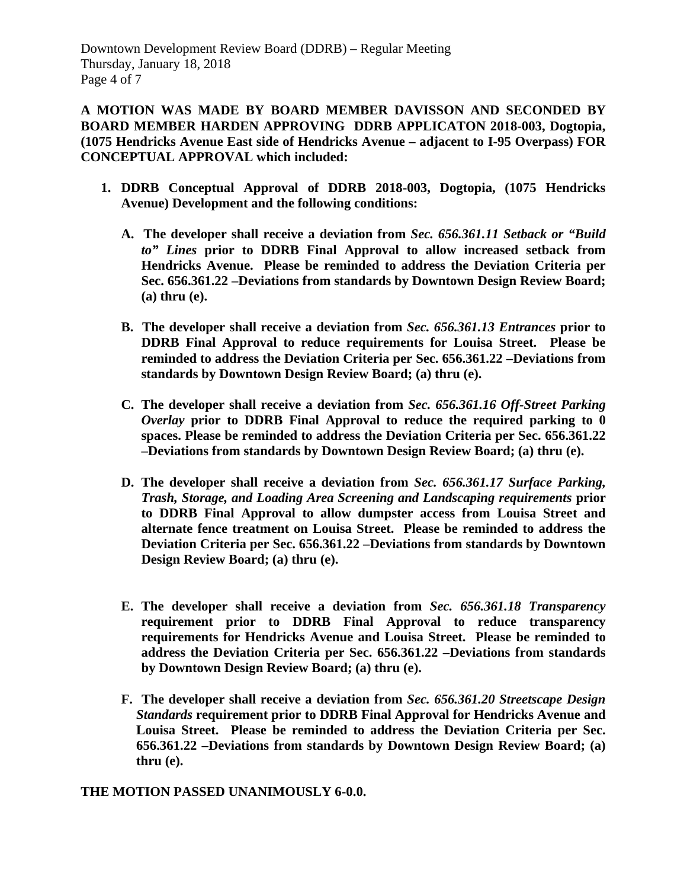**A MOTION WAS MADE BY BOARD MEMBER DAVISSON AND SECONDED BY BOARD MEMBER HARDEN APPROVING DDRB APPLICATON 2018-003, Dogtopia, (1075 Hendricks Avenue East side of Hendricks Avenue – adjacent to I-95 Overpass) FOR CONCEPTUAL APPROVAL which included:**

1. **DDRB Conceptual Approval of DDRB 2018-003, Dogtopia, (1075 Hendricks Avenue) Development and the following conditions:**

   A. **The developer shall receive a deviation from *Sec. 656.361.11 Setback or "Build to" Lines* prior to DDRB Final Approval to allow increased setback from Hendricks Avenue. Please be reminded to address the Deviation Criteria per Sec. 656.361.22 –Deviations from standards by Downtown Design Review Board; (a) thru (e).**

   B. **The developer shall receive a deviation from *Sec. 656.361.13 Entrances* prior to DDRB Final Approval to reduce requirements for Louisa Street. Please be reminded to address the Deviation Criteria per Sec. 656.361.22 –Deviations from standards by Downtown Design Review Board; (a) thru (e).**

   C. **The developer shall receive a deviation from *Sec. 656.361.16 Off-Street Parking Overlay* prior to DDRB Final Approval to reduce the required parking to 0 spaces. Please be reminded to address the Deviation Criteria per Sec. 656.361.22 –Deviations from standards by Downtown Design Review Board; (a) thru (e).**

   D. **The developer shall receive a deviation from *Sec. 656.361.17 Surface Parking, Trash, Storage, and Loading Area Screening and Landscaping requirements* prior to DDRB Final Approval to allow dumpster access from Louisa Street and alternate fence treatment on Louisa Street. Please be reminded to address the Deviation Criteria per Sec. 656.361.22 –Deviations from standards by Downtown Design Review Board; (a) thru (e).**

   E. **The developer shall receive a deviation from *Sec. 656.361.18 Transparency* requirement prior to DDRB Final Approval to reduce transparency requirements for Hendricks Avenue and Louisa Street. Please be reminded to address the Deviation Criteria per Sec. 656.361.22 –Deviations from standards by Downtown Design Review Board; (a) thru (e).**

   F. **The developer shall receive a deviation from *Sec. 656.361.20 Streetscape Design Standards* requirement prior to DDRB Final Approval for Hendricks Avenue and Louisa Street. Please be reminded to address the Deviation Criteria per Sec. 656.361.22 –Deviations from standards by Downtown Design Review Board; (a) thru (e).**

**THE MOTION PASSED UNANIMOUSLY 6-0.0.**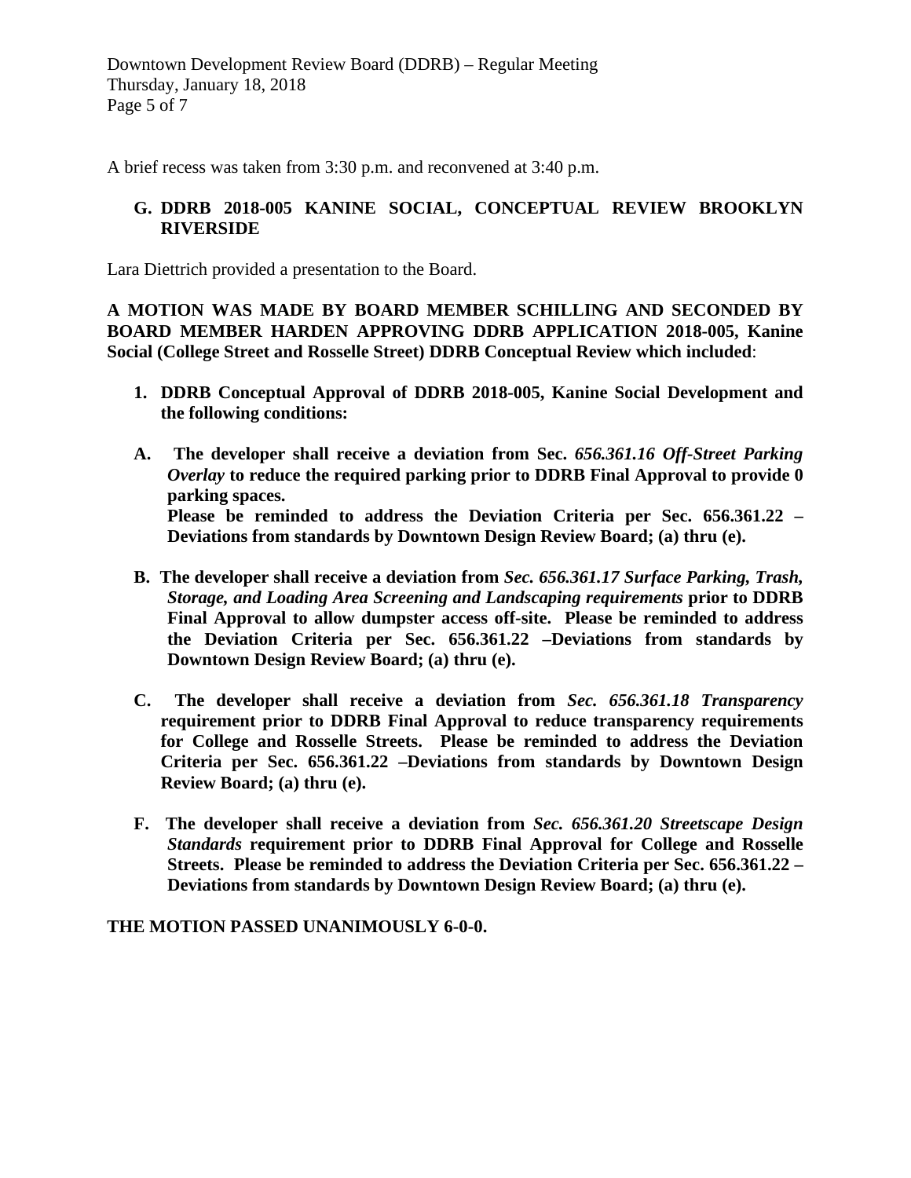A brief recess was taken from 3:30 p.m. and reconvened at 3:40 p.m.

### G. DDRB 2018-005 KANINE SOCIAL, CONCEPTUAL REVIEW BROOKLYN RIVERSIDE

Lara Diettrich provided a presentation to the Board.

**A MOTION WAS MADE BY BOARD MEMBER SCHILLING AND SECONDED BY BOARD MEMBER HARDEN APPROVING DDRB APPLICATION 2018-005, Kanine Social (College Street and Rosselle Street) DDRB Conceptual Review which included**:

1. **DDRB Conceptual Approval of DDRB 2018-005, Kanine Social Development and the following conditions:**

**A. The developer shall receive a deviation from Sec.** ***656.361.16 Off-Street Parking Overlay*** **to reduce the required parking prior to DDRB Final Approval to provide 0 parking spaces.**
**Please be reminded to address the Deviation Criteria per Sec. 656.361.22 – Deviations from standards by Downtown Design Review Board; (a) thru (e).**

**B. The developer shall receive a deviation from** ***Sec. 656.361.17 Surface Parking, Trash, Storage, and Loading Area Screening and Landscaping requirements*** **prior to DDRB Final Approval to allow dumpster access off-site. Please be reminded to address the Deviation Criteria per Sec. 656.361.22 –Deviations from standards by Downtown Design Review Board; (a) thru (e).**

**C. The developer shall receive a deviation from** ***Sec. 656.361.18 Transparency*** **requirement prior to DDRB Final Approval to reduce transparency requirements for College and Rosselle Streets. Please be reminded to address the Deviation Criteria per Sec. 656.361.22 –Deviations from standards by Downtown Design Review Board; (a) thru (e).**

**F. The developer shall receive a deviation from** ***Sec. 656.361.20 Streetscape Design Standards*** **requirement prior to DDRB Final Approval for College and Rosselle Streets. Please be reminded to address the Deviation Criteria per Sec. 656.361.22 – Deviations from standards by Downtown Design Review Board; (a) thru (e).**

**THE MOTION PASSED UNANIMOUSLY 6-0-0.**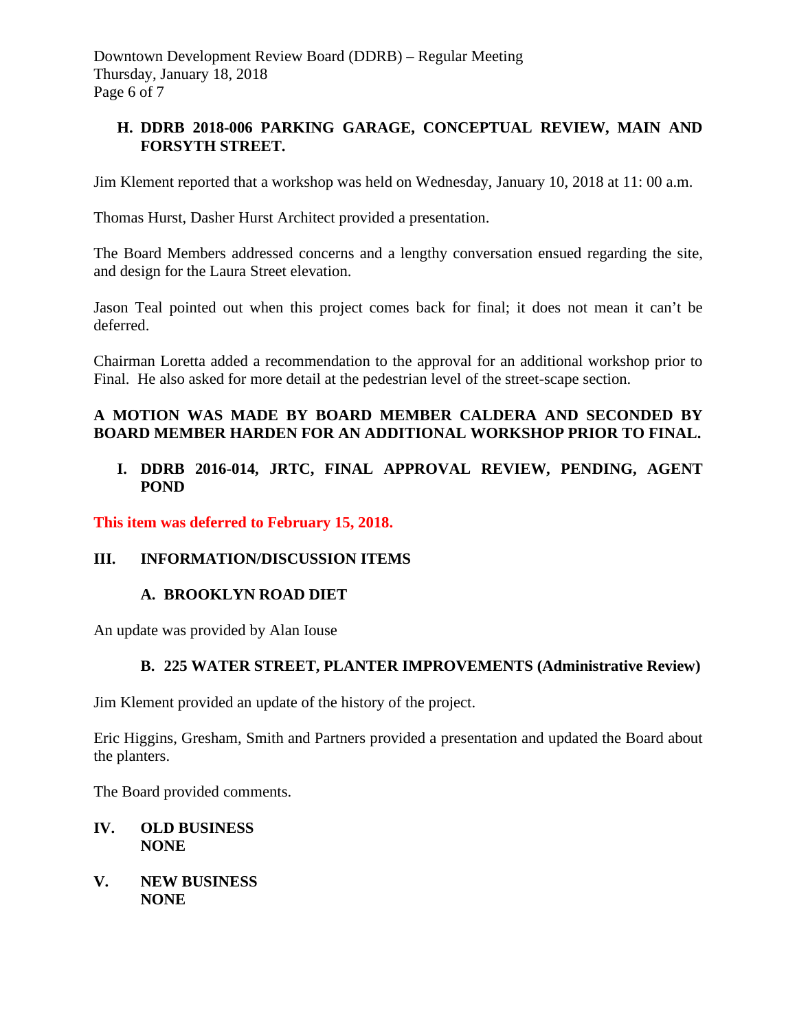**H. DDRB 2018-006 PARKING GARAGE, CONCEPTUAL REVIEW, MAIN AND FORSYTH STREET.**

Jim Klement reported that a workshop was held on Wednesday, January 10, 2018 at 11: 00 a.m.

Thomas Hurst, Dasher Hurst Architect provided a presentation.

The Board Members addressed concerns and a lengthy conversation ensued regarding the site, and design for the Laura Street elevation.

Jason Teal pointed out when this project comes back for final; it does not mean it can't be deferred.

Chairman Loretta added a recommendation to the approval for an additional workshop prior to Final. He also asked for more detail at the pedestrian level of the street-scape section.

**A MOTION WAS MADE BY BOARD MEMBER CALDERA AND SECONDED BY BOARD MEMBER HARDEN FOR AN ADDITIONAL WORKSHOP PRIOR TO FINAL.**

**I. DDRB 2016-014, JRTC, FINAL APPROVAL REVIEW, PENDING, AGENT POND**

**This item was deferred to February 15, 2018.**

## III. INFORMATION/DISCUSSION ITEMS

### A. BROOKLYN ROAD DIET

An update was provided by Alan Iouse

### B. 225 WATER STREET, PLANTER IMPROVEMENTS (Administrative Review)

Jim Klement provided an update of the history of the project.

Eric Higgins, Gresham, Smith and Partners provided a presentation and updated the Board about the planters.

The Board provided comments.

## IV. OLD BUSINESS
**NONE**

## V. NEW BUSINESS
**NONE**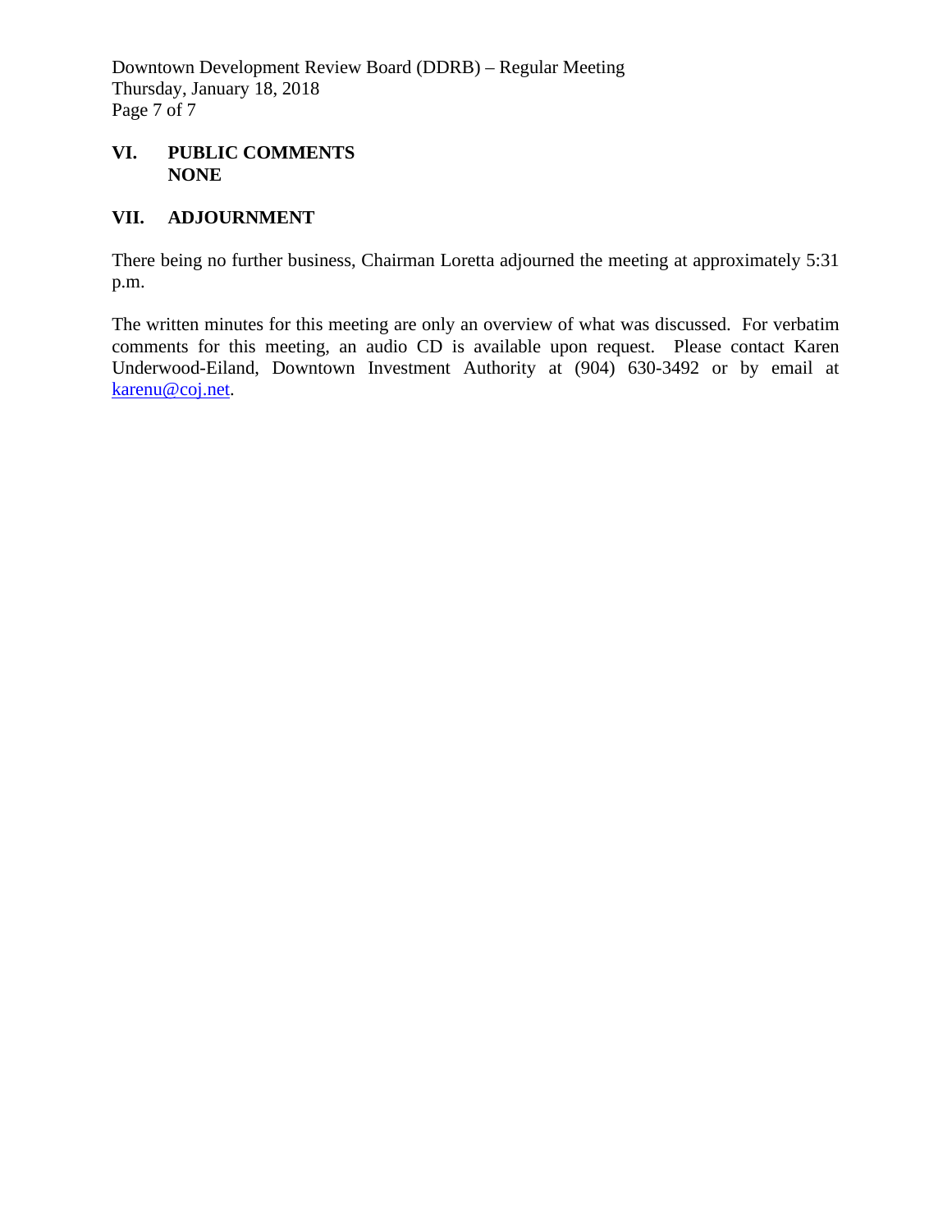## VI. PUBLIC COMMENTS
**NONE**

## VII. ADJOURNMENT

There being no further business, Chairman Loretta adjourned the meeting at approximately 5:31 p.m.

The written minutes for this meeting are only an overview of what was discussed. For verbatim comments for this meeting, an audio CD is available upon request. Please contact Karen Underwood-Eiland, Downtown Investment Authority at (904) 630-3492 or by email at karenu@coj.net.